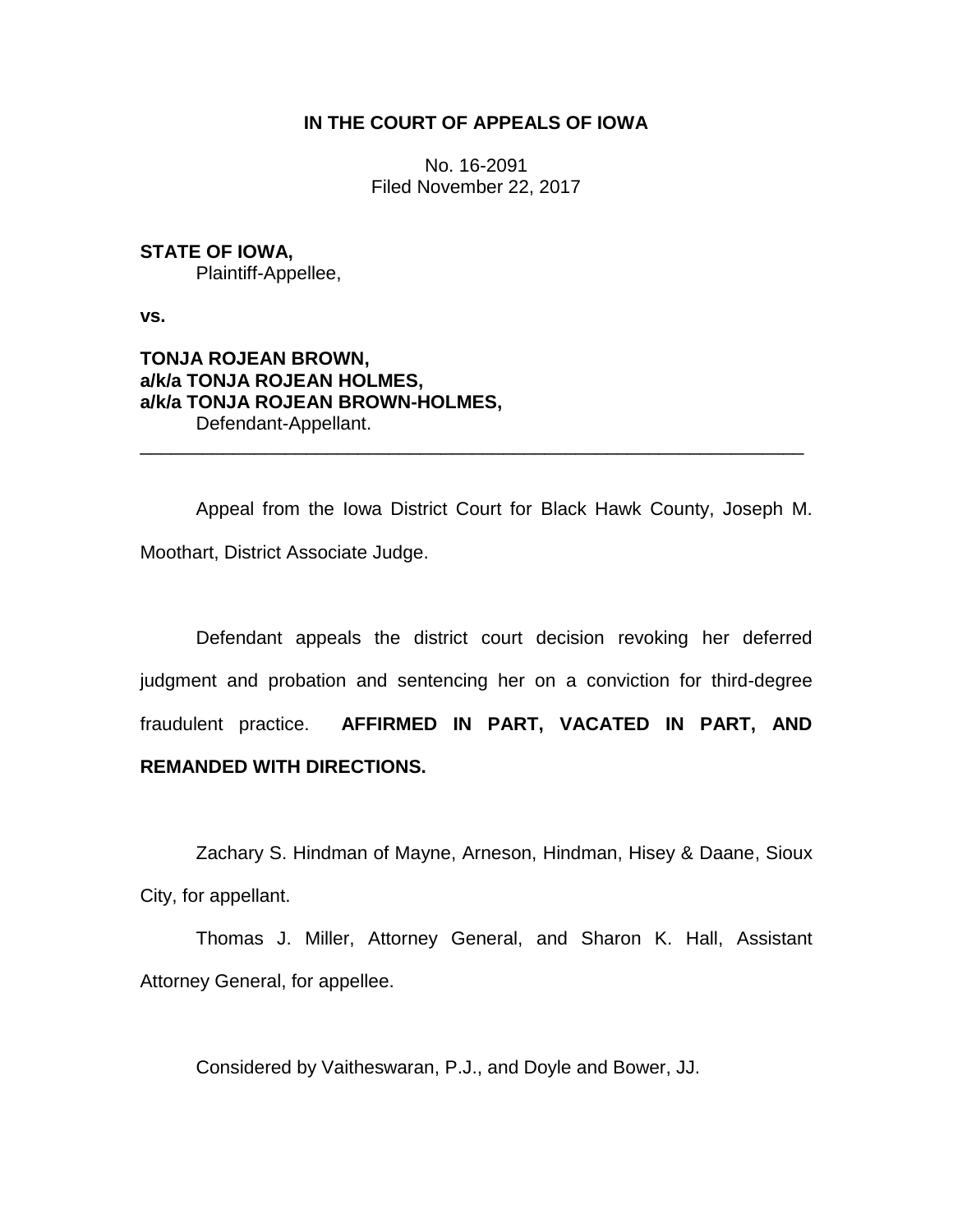**IN THE COURT OF APPEALS OF IOWA**

No. 16-2091
Filed November 22, 2017

**STATE OF IOWA,**
Plaintiff-Appellee,

**vs.**

**TONJA ROJEAN BROWN,**
**a/k/a TONJA ROJEAN HOLMES,**
**a/k/a TONJA ROJEAN BROWN-HOLMES,**
Defendant-Appellant.

---

Appeal from the Iowa District Court for Black Hawk County, Joseph M. Moothart, District Associate Judge.

Defendant appeals the district court decision revoking her deferred judgment and probation and sentencing her on a conviction for third-degree fraudulent practice. **AFFIRMED IN PART, VACATED IN PART, AND REMANDED WITH DIRECTIONS.**

Zachary S. Hindman of Mayne, Arneson, Hindman, Hisey & Daane, Sioux City, for appellant.

Thomas J. Miller, Attorney General, and Sharon K. Hall, Assistant Attorney General, for appellee.

Considered by Vaitheswaran, P.J., and Doyle and Bower, JJ.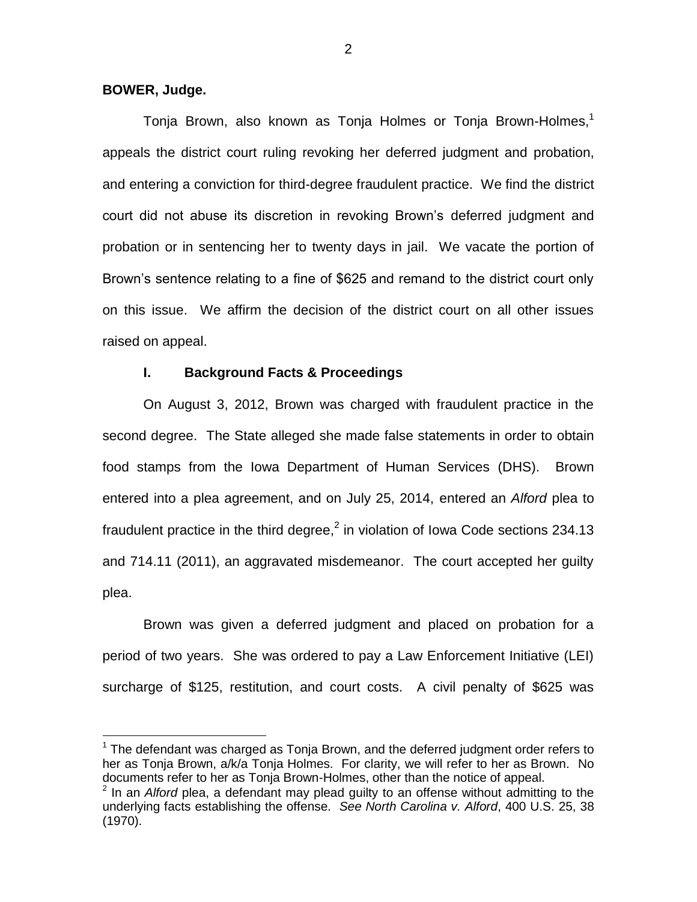**BOWER, Judge.**

Tonja Brown, also known as Tonja Holmes or Tonja Brown-Holmes,[1] appeals the district court ruling revoking her deferred judgment and probation, and entering a conviction for third-degree fraudulent practice. We find the district court did not abuse its discretion in revoking Brown's deferred judgment and probation or in sentencing her to twenty days in jail. We vacate the portion of Brown's sentence relating to a fine of $625 and remand to the district court only on this issue. We affirm the decision of the district court on all other issues raised on appeal.

## I. Background Facts & Proceedings

On August 3, 2012, Brown was charged with fraudulent practice in the second degree. The State alleged she made false statements in order to obtain food stamps from the Iowa Department of Human Services (DHS). Brown entered into a plea agreement, and on July 25, 2014, entered an *Alford* plea to fraudulent practice in the third degree,[2] in violation of Iowa Code sections 234.13 and 714.11 (2011), an aggravated misdemeanor. The court accepted her guilty plea.

Brown was given a deferred judgment and placed on probation for a period of two years. She was ordered to pay a Law Enforcement Initiative (LEI) surcharge of $125, restitution, and court costs. A civil penalty of $625 was

---

[1] The defendant was charged as Tonja Brown, and the deferred judgment order refers to her as Tonja Brown, a/k/a Tonja Holmes. For clarity, we will refer to her as Brown. No documents refer to her as Tonja Brown-Holmes, other than the notice of appeal.

[2] In an *Alford* plea, a defendant may plead guilty to an offense without admitting to the underlying facts establishing the offense. *See North Carolina v. Alford*, 400 U.S. 25, 38 (1970).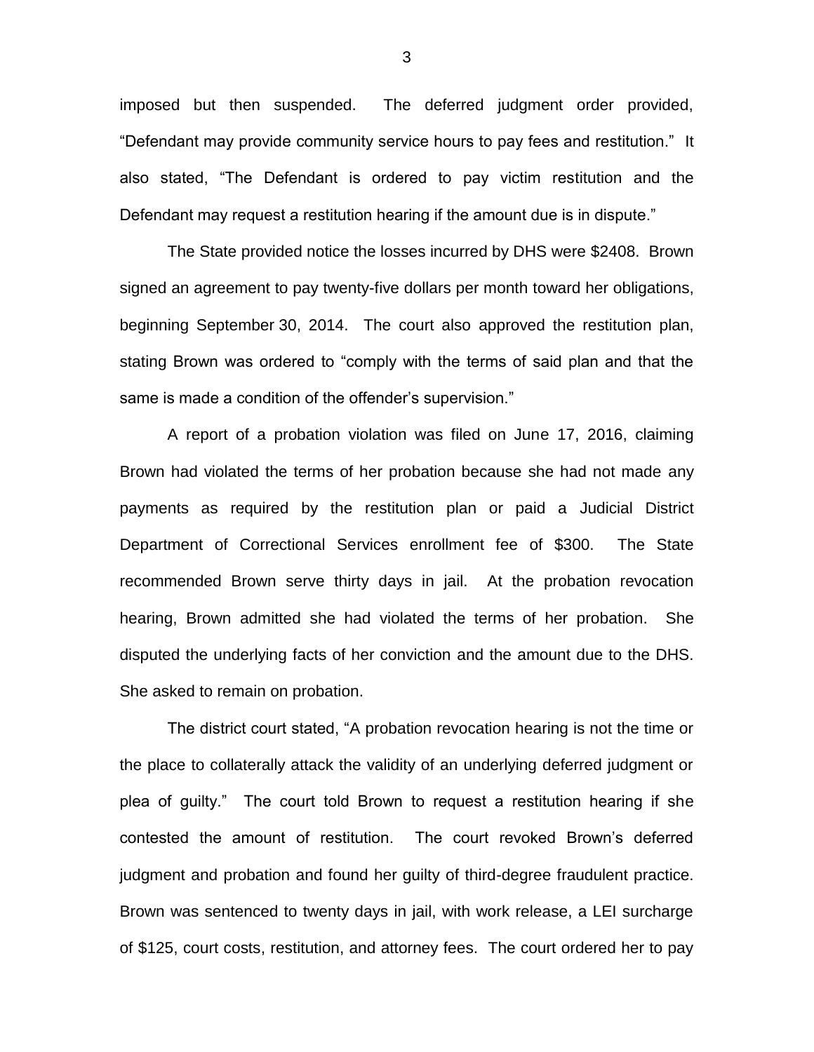imposed but then suspended. The deferred judgment order provided, "Defendant may provide community service hours to pay fees and restitution." It also stated, "The Defendant is ordered to pay victim restitution and the Defendant may request a restitution hearing if the amount due is in dispute."

The State provided notice the losses incurred by DHS were $2408. Brown signed an agreement to pay twenty-five dollars per month toward her obligations, beginning September 30, 2014. The court also approved the restitution plan, stating Brown was ordered to "comply with the terms of said plan and that the same is made a condition of the offender's supervision."

A report of a probation violation was filed on June 17, 2016, claiming Brown had violated the terms of her probation because she had not made any payments as required by the restitution plan or paid a Judicial District Department of Correctional Services enrollment fee of $300. The State recommended Brown serve thirty days in jail. At the probation revocation hearing, Brown admitted she had violated the terms of her probation. She disputed the underlying facts of her conviction and the amount due to the DHS. She asked to remain on probation.

The district court stated, "A probation revocation hearing is not the time or the place to collaterally attack the validity of an underlying deferred judgment or plea of guilty." The court told Brown to request a restitution hearing if she contested the amount of restitution. The court revoked Brown's deferred judgment and probation and found her guilty of third-degree fraudulent practice. Brown was sentenced to twenty days in jail, with work release, a LEI surcharge of $125, court costs, restitution, and attorney fees. The court ordered her to pay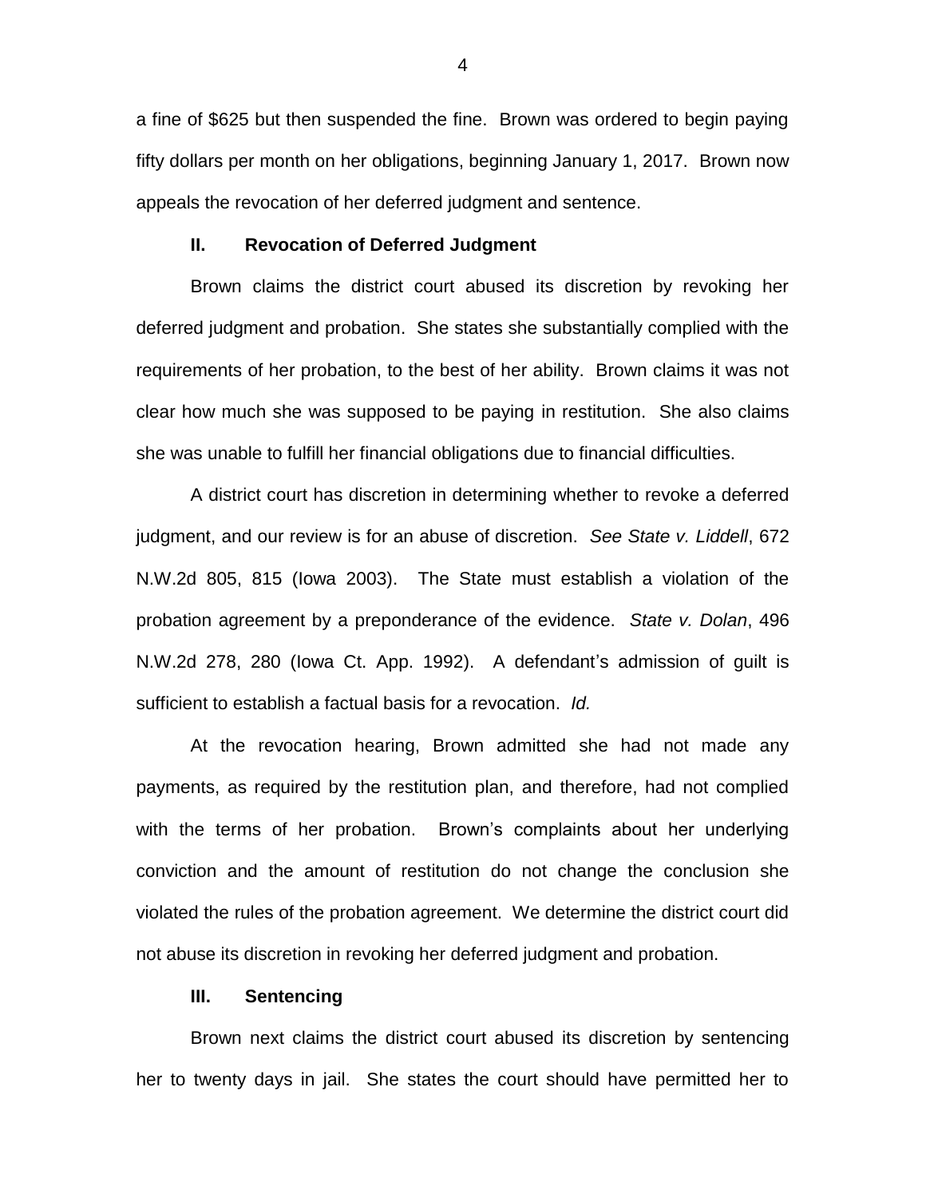a fine of $625 but then suspended the fine. Brown was ordered to begin paying fifty dollars per month on her obligations, beginning January 1, 2017. Brown now appeals the revocation of her deferred judgment and sentence.

## II. Revocation of Deferred Judgment

Brown claims the district court abused its discretion by revoking her deferred judgment and probation. She states she substantially complied with the requirements of her probation, to the best of her ability. Brown claims it was not clear how much she was supposed to be paying in restitution. She also claims she was unable to fulfill her financial obligations due to financial difficulties.

A district court has discretion in determining whether to revoke a deferred judgment, and our review is for an abuse of discretion. *See State v. Liddell*, 672 N.W.2d 805, 815 (Iowa 2003). The State must establish a violation of the probation agreement by a preponderance of the evidence. *State v. Dolan*, 496 N.W.2d 278, 280 (Iowa Ct. App. 1992). A defendant's admission of guilt is sufficient to establish a factual basis for a revocation. *Id.*

At the revocation hearing, Brown admitted she had not made any payments, as required by the restitution plan, and therefore, had not complied with the terms of her probation. Brown's complaints about her underlying conviction and the amount of restitution do not change the conclusion she violated the rules of the probation agreement. We determine the district court did not abuse its discretion in revoking her deferred judgment and probation.

## III. Sentencing

Brown next claims the district court abused its discretion by sentencing her to twenty days in jail. She states the court should have permitted her to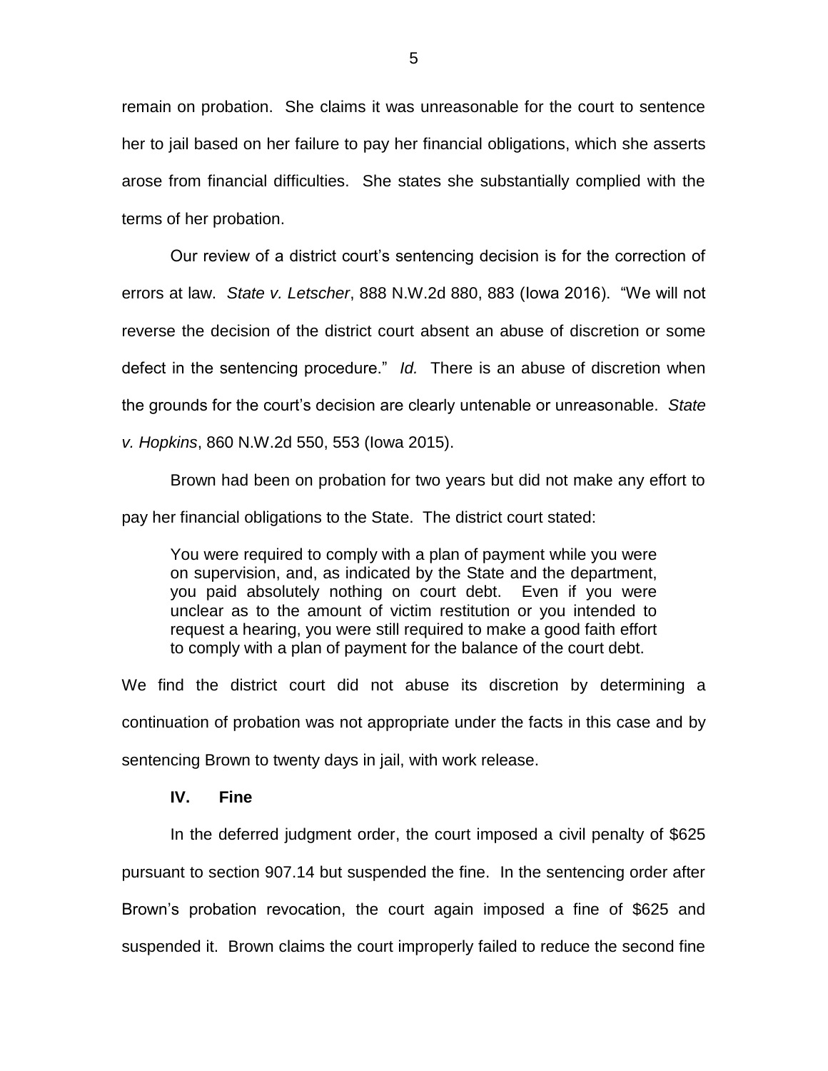remain on probation. She claims it was unreasonable for the court to sentence her to jail based on her failure to pay her financial obligations, which she asserts arose from financial difficulties. She states she substantially complied with the terms of her probation.

Our review of a district court's sentencing decision is for the correction of errors at law. *State v. Letscher*, 888 N.W.2d 880, 883 (Iowa 2016). "We will not reverse the decision of the district court absent an abuse of discretion or some defect in the sentencing procedure." *Id.* There is an abuse of discretion when the grounds for the court's decision are clearly untenable or unreasonable. *State v. Hopkins*, 860 N.W.2d 550, 553 (Iowa 2015).

Brown had been on probation for two years but did not make any effort to pay her financial obligations to the State. The district court stated:

> You were required to comply with a plan of payment while you were on supervision, and, as indicated by the State and the department, you paid absolutely nothing on court debt. Even if you were unclear as to the amount of victim restitution or you intended to request a hearing, you were still required to make a good faith effort to comply with a plan of payment for the balance of the court debt.

We find the district court did not abuse its discretion by determining a continuation of probation was not appropriate under the facts in this case and by sentencing Brown to twenty days in jail, with work release.

## IV. Fine

In the deferred judgment order, the court imposed a civil penalty of $625 pursuant to section 907.14 but suspended the fine. In the sentencing order after Brown's probation revocation, the court again imposed a fine of $625 and suspended it. Brown claims the court improperly failed to reduce the second fine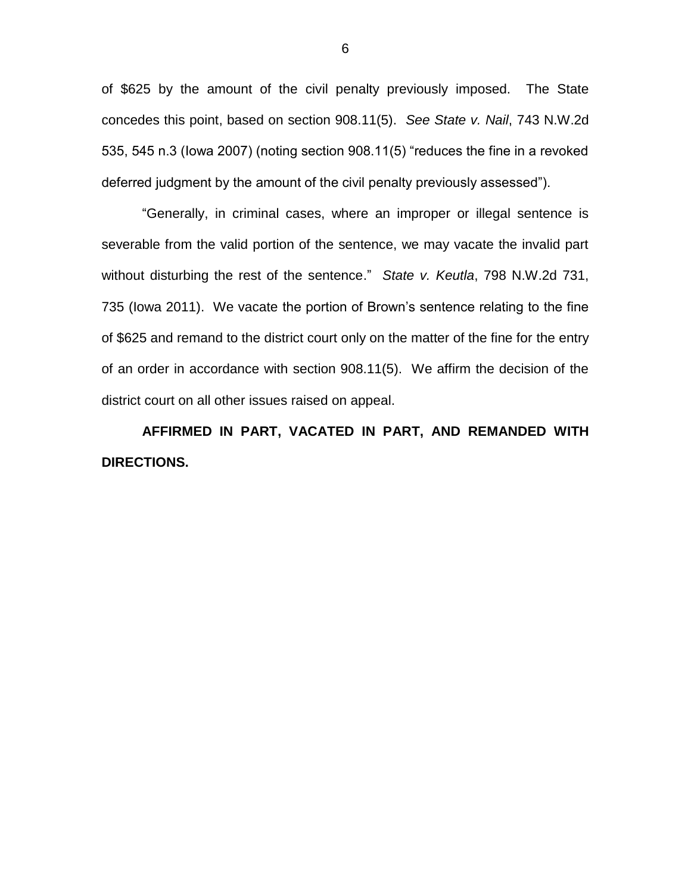of $625 by the amount of the civil penalty previously imposed. The State concedes this point, based on section 908.11(5). *See State v. Nail*, 743 N.W.2d 535, 545 n.3 (Iowa 2007) (noting section 908.11(5) "reduces the fine in a revoked deferred judgment by the amount of the civil penalty previously assessed").

"Generally, in criminal cases, where an improper or illegal sentence is severable from the valid portion of the sentence, we may vacate the invalid part without disturbing the rest of the sentence." *State v. Keutla*, 798 N.W.2d 731, 735 (Iowa 2011). We vacate the portion of Brown's sentence relating to the fine of $625 and remand to the district court only on the matter of the fine for the entry of an order in accordance with section 908.11(5). We affirm the decision of the district court on all other issues raised on appeal.

**AFFIRMED IN PART, VACATED IN PART, AND REMANDED WITH DIRECTIONS.**